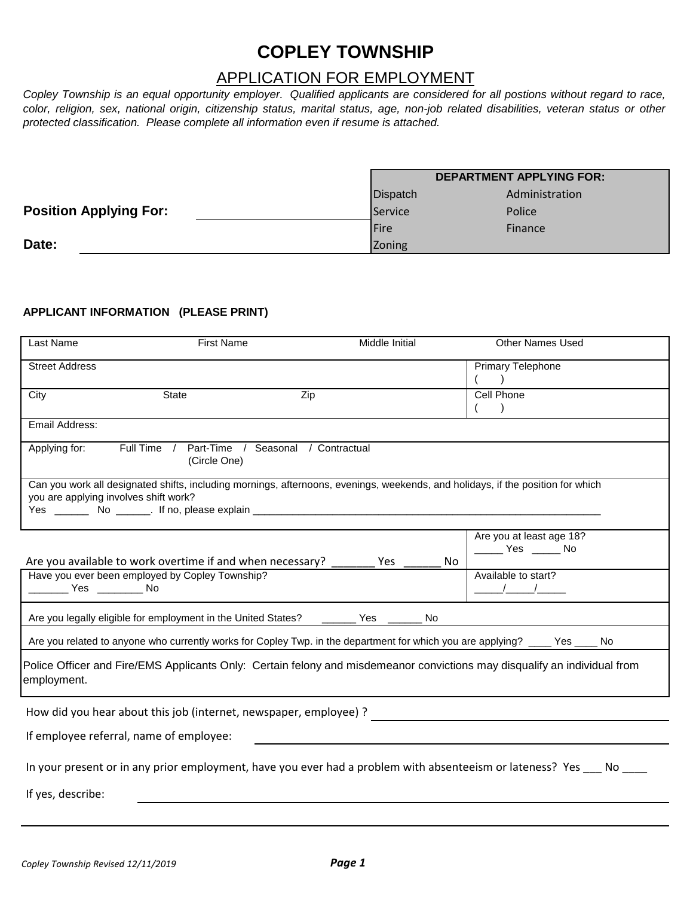# COPLEY TOWNSHIP

## APPLICATION FOR EMPLOYMENT

*Copley Township is an equal opportunity employer. Qualified applicants are considered for all postions without regard to race, color, religion, sex, national origin, citizenship status, marital status, age, non-job related disabilities, veteran status or other protected classification. Please complete all information even if resume is attached.*

| DEPARTMENT APPLYING FOR: | |
|---|---|
| Dispatch | Administration |
| Service | Police |
| Fire | Finance |
| Zoning | |

**Position Applying For:** ______________________

**Date:** ______________________

**APPLICANT INFORMATION (PLEASE PRINT)**

| Last Name | First Name | Middle Initial | Other Names Used |
|---|---|---|---|
| Street Address | | | Primary Telephone ( ) |
| City | State | Zip | Cell Phone ( ) |
| Email Address: | | | |
| Applying for: Full Time / Part-Time / Seasonal / Contractual (Circle One) | | | |
| Can you work all designated shifts, including mornings, afternoons, evenings, weekends, and holidays, if the position for which you are applying involves shift work? Yes ______ No ______. If no, please explain ______ | | | |
| Are you available to work overtime if and when necessary? _______ Yes ______ No | | | Are you at least age 18? _____ Yes _____ No |
| Have you ever been employed by Copley Township? _______ Yes ________ No | | | Available to start? _____/_____/_____ |
| Are you legally eligible for employment in the United States? ______ Yes ______ No | | | |
| Are you related to anyone who currently works for Copley Twp. in the department for which you are applying? ____ Yes ____ No | | | |
| Police Officer and Fire/EMS Applicants Only: Certain felony and misdemeanor convictions may disqualify an individual from employment. | | | |

How did you hear about this job (internet, newspaper, employee) ? ______________________

If employee referral, name of employee: ______________________

In your present or in any prior employment, have you ever had a problem with absenteeism or lateness? Yes ___ No ____

If yes, describe: ______________________

*Copley Township Revised 12/11/2019*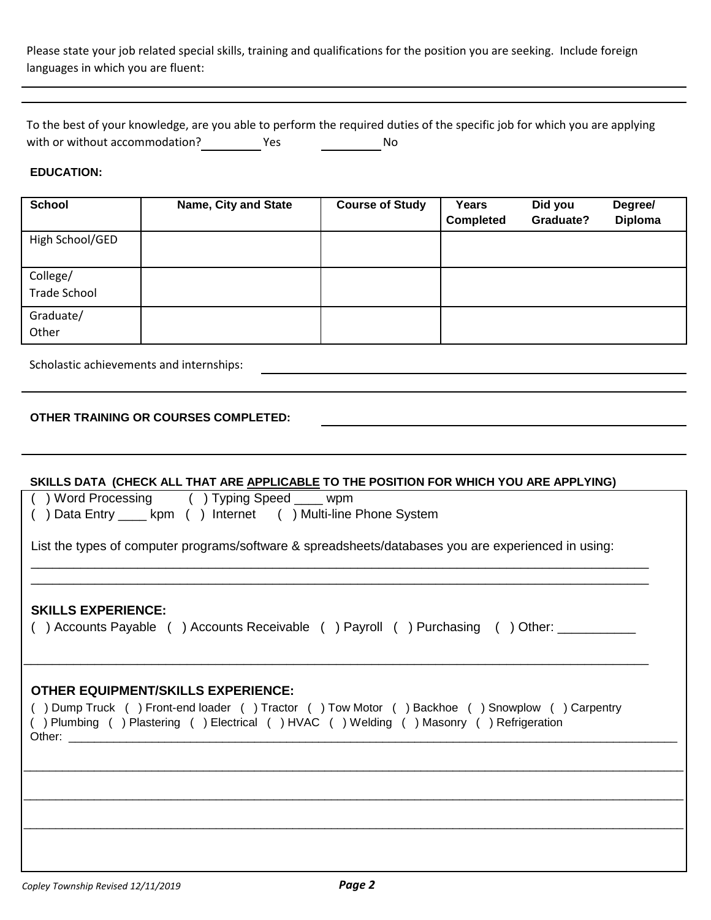Please state your job related special skills, training and qualifications for the position you are seeking. Include foreign languages in which you are fluent:

_______________________________________________________________________________

_______________________________________________________________________________

To the best of your knowledge, are you able to perform the required duties of the specific job for which you are applying with or without accommodation? _________ Yes _________ No

**EDUCATION:**

| School | Name, City and State | Course of Study | Years Completed | Did you Graduate? | Degree/ Diploma |
|---|---|---|---|---|---|
| High School/GED | | | | | |
| College/ Trade School | | | | | |
| Graduate/ Other | | | | | |

Scholastic achievements and internships: _______________________________________________

_______________________________________________________________________________

**OTHER TRAINING OR COURSES COMPLETED:** ________________________________________

_______________________________________________________________________________

**SKILLS DATA (CHECK ALL THAT ARE <u>APPLICABLE</u> TO THE POSITION FOR WHICH YOU ARE APPLYING)**

( ) Word Processing ( ) Typing Speed ____ wpm
( ) Data Entry ____ kpm ( ) Internet ( ) Multi-line Phone System

List the types of computer programs/software & spreadsheets/databases you are experienced in using:

_______________________________________________________________________________

_______________________________________________________________________________

**SKILLS EXPERIENCE:**

( ) Accounts Payable ( ) Accounts Receivable ( ) Payroll ( ) Purchasing ( ) Other: ___________

_______________________________________________________________________________

**OTHER EQUIPMENT/SKILLS EXPERIENCE:**

( ) Dump Truck ( ) Front-end loader ( ) Tractor ( ) Tow Motor ( ) Backhoe ( ) Snowplow ( ) Carpentry
( ) Plumbing ( ) Plastering ( ) Electrical ( ) HVAC ( ) Welding ( ) Masonry ( ) Refrigeration
Other: ________________________________________________________________________

_______________________________________________________________________________

_______________________________________________________________________________

_______________________________________________________________________________

*Copley Township Revised 12/11/2019*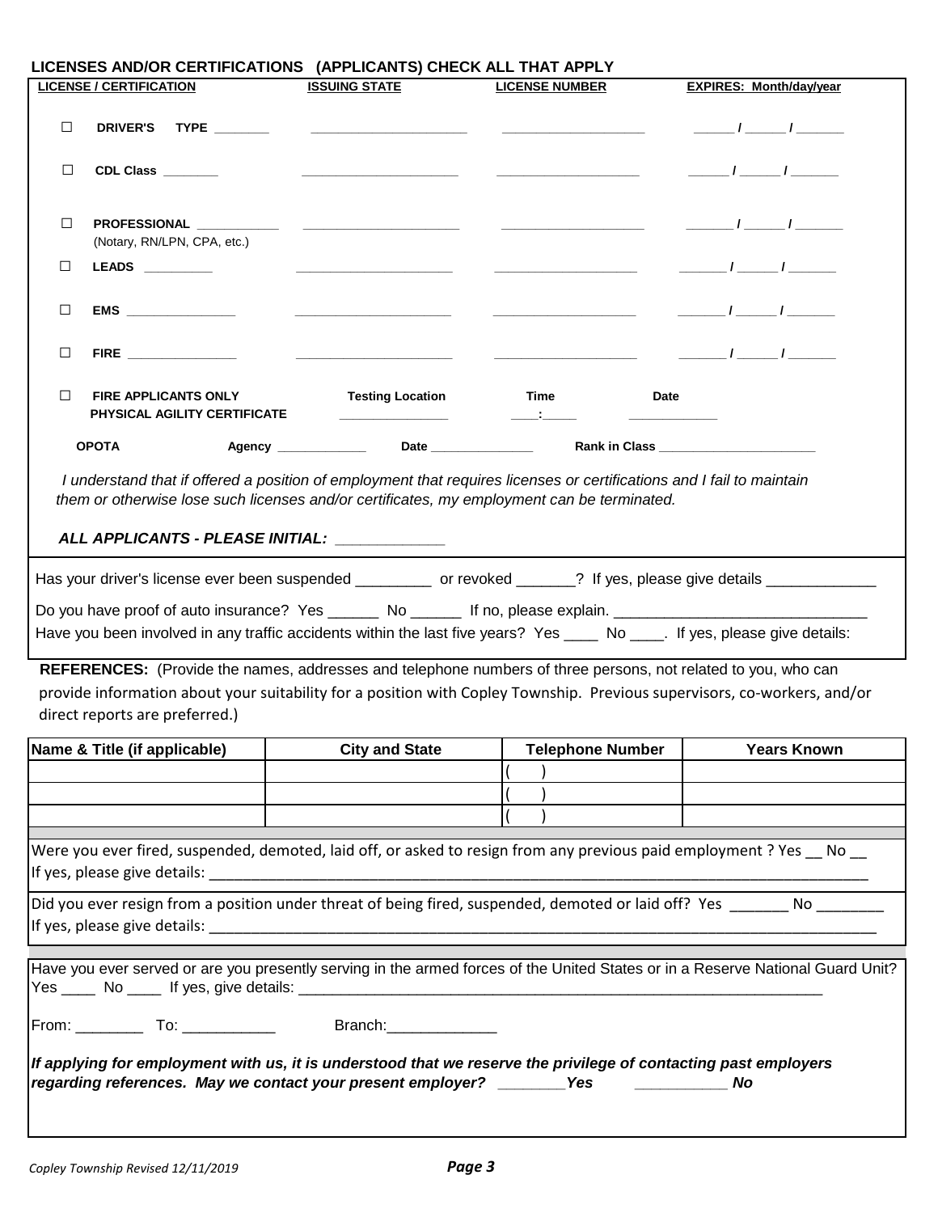## LICENSES AND/OR CERTIFICATIONS (APPLICANTS) CHECK ALL THAT APPLY

| LICENSE / CERTIFICATION | ISSUING STATE | LICENSE NUMBER | EXPIRES: Month/day/year |
|---|---|---|---|
| ☐ **DRIVER'S TYPE** _______ | ____________________ | ___________________ | _____ / _____ / ______ |
| ☐ **CDL Class** _______ | ____________________ | ___________________ | _____ / _____ / ______ |
| ☐ **PROFESSIONAL** ___________ (Notary, RN/LPN, CPA, etc.) | ____________________ | ___________________ | _____ / _____ / ______ |
| ☐ **LEADS** _________ | ____________________ | ___________________ | _____ / _____ / ______ |
| ☐ **EMS** ______________ | ____________________ | ___________________ | _____ / _____ / ______ |
| ☐ **FIRE** ______________ | ____________________ | ___________________ | _____ / _____ / ______ |

☐ **FIRE APPLICANTS ONLY PHYSICAL AGILITY CERTIFICATE** **Testing Location** _______________ **Time** ____:_____ **Date** ____________

**OPOTA** **Agency** ____________ **Date** ______________ **Rank in Class** ______________________

*I understand that if offered a position of employment that requires licenses or certifications and I fail to maintain them or otherwise lose such licenses and/or certificates, my employment can be terminated.*

***ALL APPLICANTS - PLEASE INITIAL:*** ____________

Has your driver's license ever been suspended _________ or revoked _______? If yes, please give details _____________

Do you have proof of auto insurance? Yes ______ No ______ If no, please explain. ______________________________

Have you been involved in any traffic accidents within the last five years? Yes ____ No ____. If yes, please give details:

**REFERENCES:** (Provide the names, addresses and telephone numbers of three persons, not related to you, who can provide information about your suitability for a position with Copley Township. Previous supervisors, co-workers, and/or direct reports are preferred.)

| Name & Title (if applicable) | City and State | Telephone Number | Years Known |
|---|---|---|---|
| | | ( ) | |
| | | ( ) | |
| | | ( ) | |

Were you ever fired, suspended, demoted, laid off, or asked to resign from any previous paid employment ? Yes __ No __
If yes, please give details: ________________________________________________________________________________

Did you ever resign from a position under threat of being fired, suspended, demoted or laid off? Yes _______ No ________
If yes, please give details: ________________________________________________________________________________

Have you ever served or are you presently serving in the armed forces of the United States or in a Reserve National Guard Unit?
Yes ____ No ____ If yes, give details: ______________________________________________________________

From: ________ To: ___________ Branch:_____________

***If applying for employment with us, it is understood that we reserve the privilege of contacting past employers regarding references. May we contact your present employer? ________Yes ___________ No***

Copley Township Revised 12/11/2019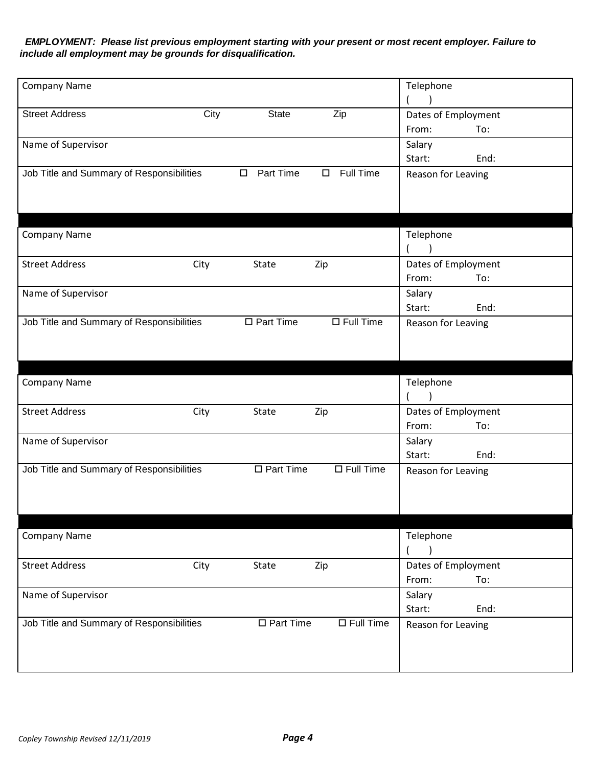***EMPLOYMENT: Please list previous employment starting with your present or most recent employer. Failure to include all employment may be grounds for disqualification.***

| | |
|---|---|
| Company Name | Telephone<br>(    ) |
| Street Address          City          State          Zip | Dates of Employment<br>From:          To: |
| Name of Supervisor | Salary<br>Start:          End: |
| Job Title and Summary of Responsibilities          ☐ Part Time          ☐ Full Time | Reason for Leaving |

| | |
|---|---|
| Company Name | Telephone<br>(    ) |
| Street Address          City          State          Zip | Dates of Employment<br>From:          To: |
| Name of Supervisor | Salary<br>Start:          End: |
| Job Title and Summary of Responsibilities          ☐ Part Time          ☐ Full Time | Reason for Leaving |

| | |
|---|---|
| Company Name | Telephone<br>(    ) |
| Street Address          City          State          Zip | Dates of Employment<br>From:          To: |
| Name of Supervisor | Salary<br>Start:          End: |
| Job Title and Summary of Responsibilities          ☐ Part Time          ☐ Full Time | Reason for Leaving |

| | |
|---|---|
| Company Name | Telephone<br>(    ) |
| Street Address          City          State          Zip | Dates of Employment<br>From:          To: |
| Name of Supervisor | Salary<br>Start:          End: |
| Job Title and Summary of Responsibilities          ☐ Part Time          ☐ Full Time | Reason for Leaving |

*Copley Township Revised 12/11/2019*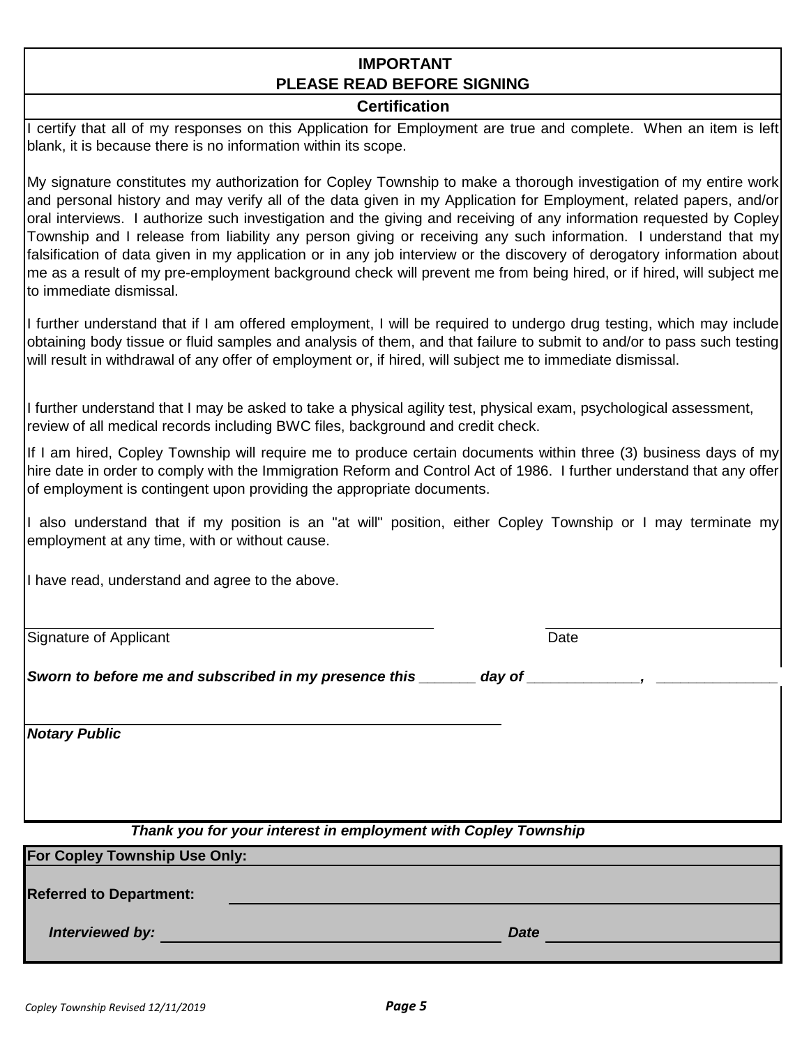## IMPORTANT
## PLEASE READ BEFORE SIGNING

### Certification

I certify that all of my responses on this Application for Employment are true and complete. When an item is left blank, it is because there is no information within its scope.

My signature constitutes my authorization for Copley Township to make a thorough investigation of my entire work and personal history and may verify all of the data given in my Application for Employment, related papers, and/or oral interviews. I authorize such investigation and the giving and receiving of any information requested by Copley Township and I release from liability any person giving or receiving any such information. I understand that my falsification of data given in my application or in any job interview or the discovery of derogatory information about me as a result of my pre-employment background check will prevent me from being hired, or if hired, will subject me to immediate dismissal.

I further understand that if I am offered employment, I will be required to undergo drug testing, which may include obtaining body tissue or fluid samples and analysis of them, and that failure to submit to and/or to pass such testing will result in withdrawal of any offer of employment or, if hired, will subject me to immediate dismissal.

I further understand that I may be asked to take a physical agility test, physical exam, psychological assessment, review of all medical records including BWC files, background and credit check.

If I am hired, Copley Township will require me to produce certain documents within three (3) business days of my hire date in order to comply with the Immigration Reform and Control Act of 1986. I further understand that any offer of employment is contingent upon providing the appropriate documents.

I also understand that if my position is an "at will" position, either Copley Township or I may terminate my employment at any time, with or without cause.

I have read, understand and agree to the above.

______________________________________ ______________________

Signature of Applicant Date

***Sworn to before me and subscribed in my presence this _______ day of ______________, ______________***

______________________________________

***Notary Public***

***Thank you for your interest in employment with Copley Township***

**For Copley Township Use Only:**

**Referred to Department:** ______________________________________

***Interviewed by:*** ______________________________ ***Date*** ______________________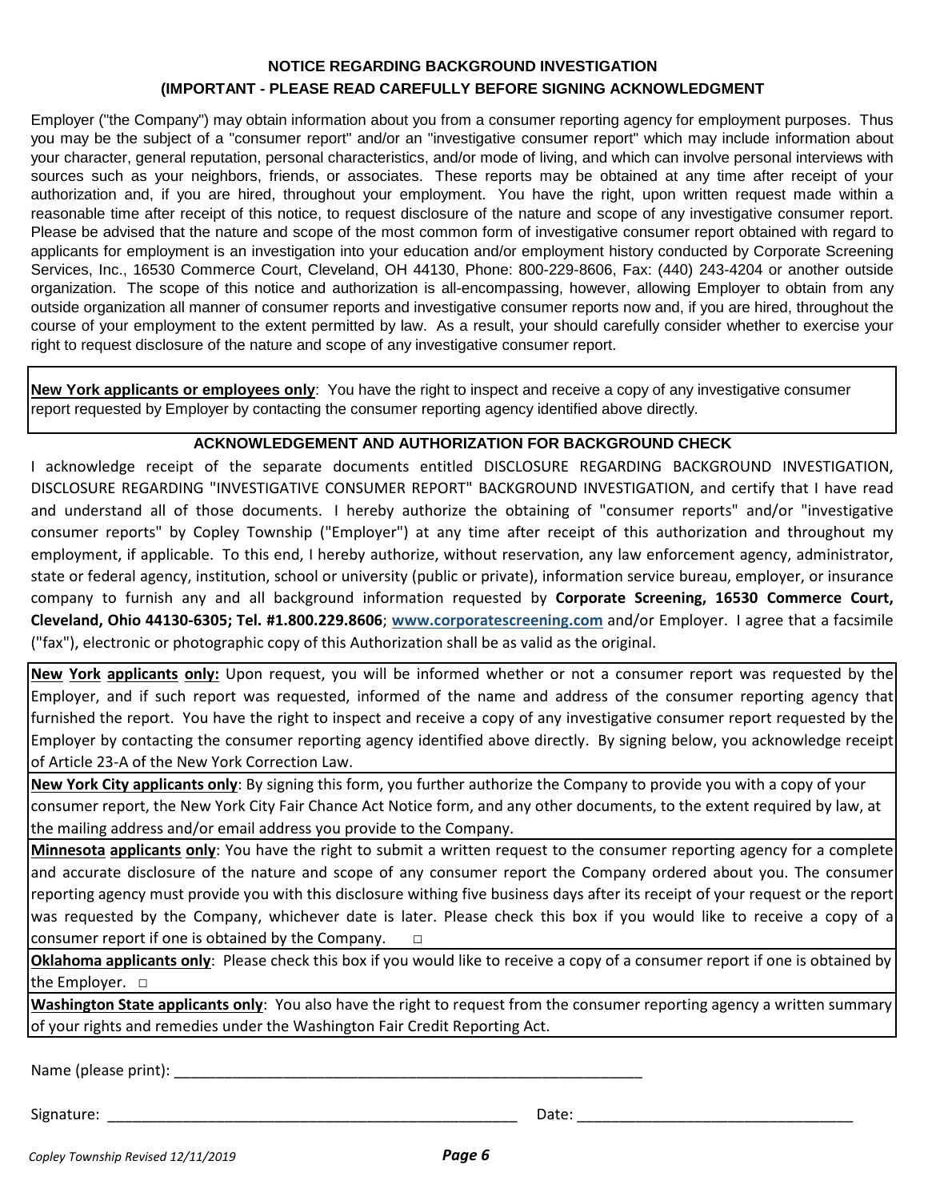## NOTICE REGARDING BACKGROUND INVESTIGATION
## (IMPORTANT - PLEASE READ CAREFULLY BEFORE SIGNING ACKNOWLEDGMENT

Employer ("the Company") may obtain information about you from a consumer reporting agency for employment purposes. Thus you may be the subject of a "consumer report" and/or an "investigative consumer report" which may include information about your character, general reputation, personal characteristics, and/or mode of living, and which can involve personal interviews with sources such as your neighbors, friends, or associates. These reports may be obtained at any time after receipt of your authorization and, if you are hired, throughout your employment. You have the right, upon written request made within a reasonable time after receipt of this notice, to request disclosure of the nature and scope of any investigative consumer report. Please be advised that the nature and scope of the most common form of investigative consumer report obtained with regard to applicants for employment is an investigation into your education and/or employment history conducted by Corporate Screening Services, Inc., 16530 Commerce Court, Cleveland, OH 44130, Phone: 800-229-8606, Fax: (440) 243-4204 or another outside organization. The scope of this notice and authorization is all-encompassing, however, allowing Employer to obtain from any outside organization all manner of consumer reports and investigative consumer reports now and, if you are hired, throughout the course of your employment to the extent permitted by law. As a result, your should carefully consider whether to exercise your right to request disclosure of the nature and scope of any investigative consumer report.

**New York applicants or employees only**: You have the right to inspect and receive a copy of any investigative consumer report requested by Employer by contacting the consumer reporting agency identified above directly.

### ACKNOWLEDGEMENT AND AUTHORIZATION FOR BACKGROUND CHECK

I acknowledge receipt of the separate documents entitled DISCLOSURE REGARDING BACKGROUND INVESTIGATION, DISCLOSURE REGARDING "INVESTIGATIVE CONSUMER REPORT" BACKGROUND INVESTIGATION, and certify that I have read and understand all of those documents. I hereby authorize the obtaining of "consumer reports" and/or "investigative consumer reports" by Copley Township ("Employer") at any time after receipt of this authorization and throughout my employment, if applicable. To this end, I hereby authorize, without reservation, any law enforcement agency, administrator, state or federal agency, institution, school or university (public or private), information service bureau, employer, or insurance company to furnish any and all background information requested by **Corporate Screening, 16530 Commerce Court, Cleveland, Ohio 44130-6305; Tel. #1.800.229.8606**; www.corporatescreening.com and/or Employer. I agree that a facsimile ("fax"), electronic or photographic copy of this Authorization shall be as valid as the original.

**New York applicants only:** Upon request, you will be informed whether or not a consumer report was requested by the Employer, and if such report was requested, informed of the name and address of the consumer reporting agency that furnished the report. You have the right to inspect and receive a copy of any investigative consumer report requested by the Employer by contacting the consumer reporting agency identified above directly. By signing below, you acknowledge receipt of Article 23-A of the New York Correction Law.

**New York City applicants only**: By signing this form, you further authorize the Company to provide you with a copy of your consumer report, the New York City Fair Chance Act Notice form, and any other documents, to the extent required by law, at the mailing address and/or email address you provide to the Company.

**Minnesota applicants only**: You have the right to submit a written request to the consumer reporting agency for a complete and accurate disclosure of the nature and scope of any consumer report the Company ordered about you. The consumer reporting agency must provide you with this disclosure withing five business days after its receipt of your request or the report was requested by the Company, whichever date is later. Please check this box if you would like to receive a copy of a consumer report if one is obtained by the Company. ☐

**Oklahoma applicants only**: Please check this box if you would like to receive a copy of a consumer report if one is obtained by the Employer. ☐

**Washington State applicants only**: You also have the right to request from the consumer reporting agency a written summary of your rights and remedies under the Washington Fair Credit Reporting Act.

Name (please print): ____________________________________________________________

Signature: ____________________________________________________ Date: __________________________________

*Copley Township Revised 12/11/2019*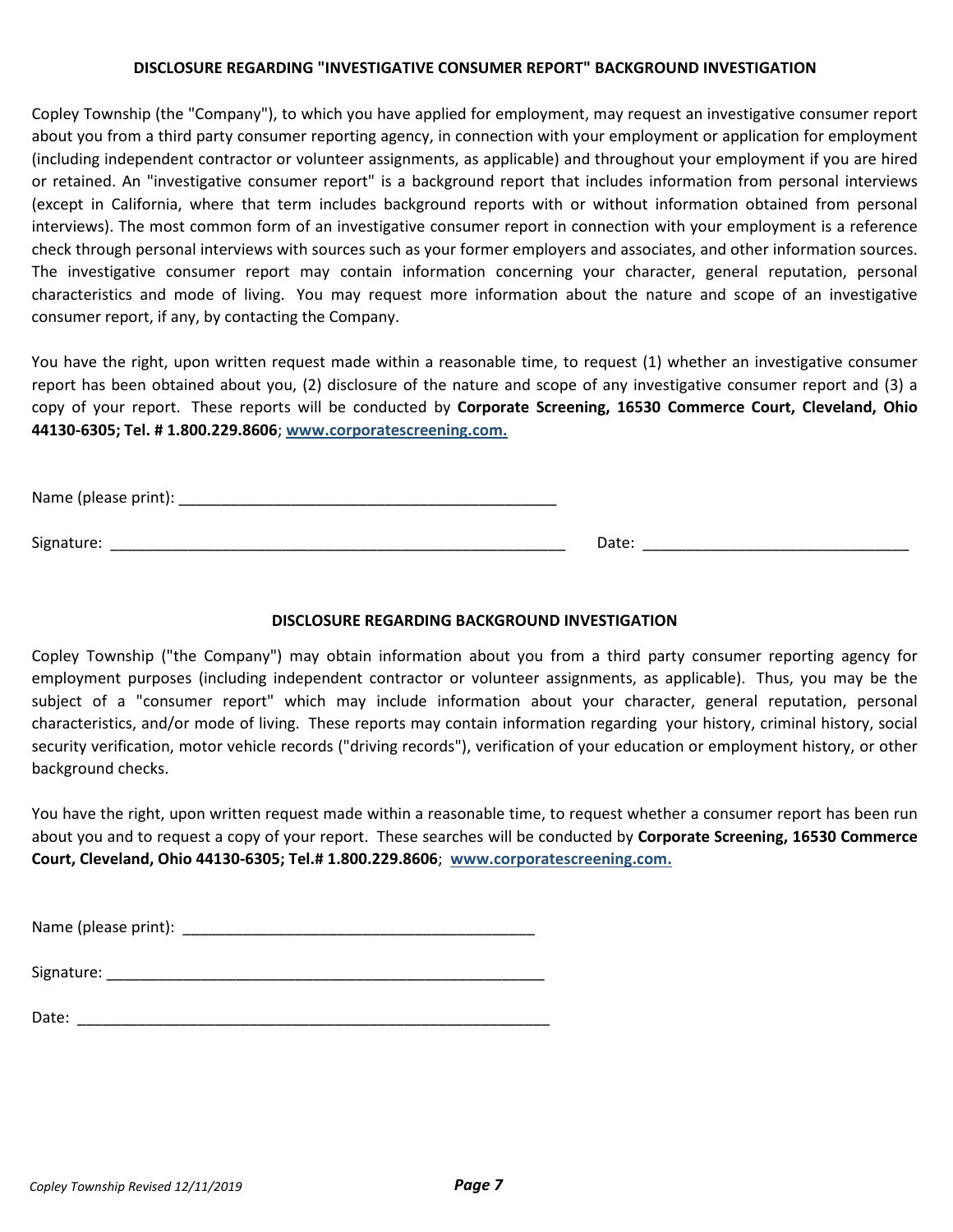## DISCLOSURE REGARDING "INVESTIGATIVE CONSUMER REPORT" BACKGROUND INVESTIGATION

Copley Township (the "Company"), to which you have applied for employment, may request an investigative consumer report about you from a third party consumer reporting agency, in connection with your employment or application for employment (including independent contractor or volunteer assignments, as applicable) and throughout your employment if you are hired or retained. An "investigative consumer report" is a background report that includes information from personal interviews (except in California, where that term includes background reports with or without information obtained from personal interviews). The most common form of an investigative consumer report in connection with your employment is a reference check through personal interviews with sources such as your former employers and associates, and other information sources. The investigative consumer report may contain information concerning your character, general reputation, personal characteristics and mode of living. You may request more information about the nature and scope of an investigative consumer report, if any, by contacting the Company.

You have the right, upon written request made within a reasonable time, to request (1) whether an investigative consumer report has been obtained about you, (2) disclosure of the nature and scope of any investigative consumer report and (3) a copy of your report. These reports will be conducted by **Corporate Screening, 16530 Commerce Court, Cleveland, Ohio 44130-6305; Tel. # 1.800.229.8606**; **www.corporatescreening.com.**

Name (please print): ______________________________________________

Signature: _______________________________________________________ Date: _______________________________

## DISCLOSURE REGARDING BACKGROUND INVESTIGATION

Copley Township ("the Company") may obtain information about you from a third party consumer reporting agency for employment purposes (including independent contractor or volunteer assignments, as applicable). Thus, you may be the subject of a "consumer report" which may include information about your character, general reputation, personal characteristics, and/or mode of living. These reports may contain information regarding your history, criminal history, social security verification, motor vehicle records ("driving records"), verification of your education or employment history, or other background checks.

You have the right, upon written request made within a reasonable time, to request whether a consumer report has been run about you and to request a copy of your report. These searches will be conducted by **Corporate Screening, 16530 Commerce Court, Cleveland, Ohio 44130-6305; Tel.# 1.800.229.8606**; **www.corporatescreening.com.**

Name (please print): __________________________________________

Signature: ____________________________________________________

Date: ________________________________________________________